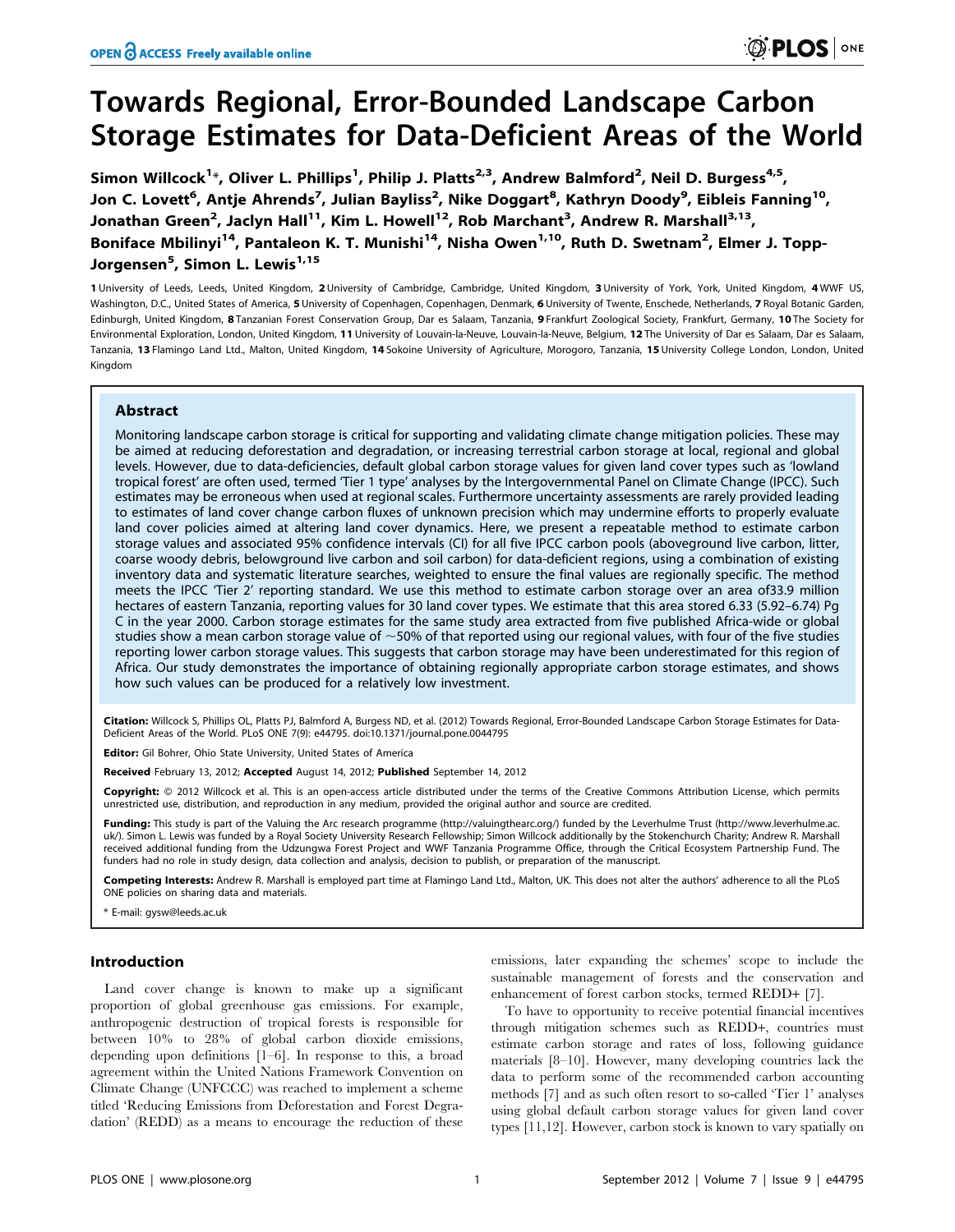# Towards Regional, Error-Bounded Landscape Carbon Storage Estimates for Data-Deficient Areas of the World

Simon Willcock[1]*, Oliver L. Phillips[1], Philip J. Platts[2,3], Andrew Balmford[2], Neil D. Burgess[4,5], Jon C. Lovett[6], Antje Ahrends[7], Julian Bayliss[2], Nike Doggart[8], Kathryn Doody[9], Eibleis Fanning[10], Jonathan Green[2], Jaclyn Hall[11], Kim L. Howell[12], Rob Marchant[3], Andrew R. Marshall[3,13], Boniface Mbilinyi[14], Pantaleon K. T. Munishi[14], Nisha Owen[1,10], Ruth D. Swetnam[2], Elmer J. Topp-Jorgensen[5], Simon L. Lewis[1,15]

**1** University of Leeds, Leeds, United Kingdom, **2** University of Cambridge, Cambridge, United Kingdom, **3** University of York, York, United Kingdom, **4** WWF US, Washington, D.C., United States of America, **5** University of Copenhagen, Copenhagen, Denmark, **6** University of Twente, Enschede, Netherlands, **7** Royal Botanic Garden, Edinburgh, United Kingdom, **8** Tanzanian Forest Conservation Group, Dar es Salaam, Tanzania, **9** Frankfurt Zoological Society, Frankfurt, Germany, **10** The Society for Environmental Exploration, London, United Kingdom, **11** University of Louvain-la-Neuve, Louvain-la-Neuve, Belgium, **12** The University of Dar es Salaam, Dar es Salaam, Tanzania, **13** Flamingo Land Ltd., Malton, United Kingdom, **14** Sokoine University of Agriculture, Morogoro, Tanzania, **15** University College London, London, United Kingdom

## Abstract

Monitoring landscape carbon storage is critical for supporting and validating climate change mitigation policies. These may be aimed at reducing deforestation and degradation, or increasing terrestrial carbon storage at local, regional and global levels. However, due to data-deficiencies, default global carbon storage values for given land cover types such as 'lowland tropical forest' are often used, termed 'Tier 1 type' analyses by the Intergovernmental Panel on Climate Change (IPCC). Such estimates may be erroneous when used at regional scales. Furthermore uncertainty assessments are rarely provided leading to estimates of land cover change carbon fluxes of unknown precision which may undermine efforts to properly evaluate land cover policies aimed at altering land cover dynamics. Here, we present a repeatable method to estimate carbon storage values and associated 95% confidence intervals (CI) for all five IPCC carbon pools (aboveground live carbon, litter, coarse woody debris, belowground live carbon and soil carbon) for data-deficient regions, using a combination of existing inventory data and systematic literature searches, weighted to ensure the final values are regionally specific. The method meets the IPCC 'Tier 2' reporting standard. We use this method to estimate carbon storage over an area of33.9 million hectares of eastern Tanzania, reporting values for 30 land cover types. We estimate that this area stored 6.33 (5.92–6.74) Pg C in the year 2000. Carbon storage estimates for the same study area extracted from five published Africa-wide or global studies show a mean carbon storage value of ~50% of that reported using our regional values, with four of the five studies reporting lower carbon storage values. This suggests that carbon storage may have been underestimated for this region of Africa. Our study demonstrates the importance of obtaining regionally appropriate carbon storage estimates, and shows how such values can be produced for a relatively low investment.

**Citation:** Willcock S, Phillips OL, Platts PJ, Balmford A, Burgess ND, et al. (2012) Towards Regional, Error-Bounded Landscape Carbon Storage Estimates for Data-Deficient Areas of the World. PLoS ONE 7(9): e44795. doi:10.1371/journal.pone.0044795

**Editor:** Gil Bohrer, Ohio State University, United States of America

**Received** February 13, 2012; **Accepted** August 14, 2012; **Published** September 14, 2012

**Copyright:** © 2012 Willcock et al. This is an open-access article distributed under the terms of the Creative Commons Attribution License, which permits unrestricted use, distribution, and reproduction in any medium, provided the original author and source are credited.

**Funding:** This study is part of the Valuing the Arc research programme (http://valuingthearc.org/) funded by the Leverhulme Trust (http://www.leverhulme.ac.uk/). Simon L. Lewis was funded by a Royal Society University Research Fellowship; Simon Willcock additionally by the Stokenchurch Charity; Andrew R. Marshall received additional funding from the Udzungwa Forest Project and WWF Tanzania Programme Office, through the Critical Ecosystem Partnership Fund. The funders had no role in study design, data collection and analysis, decision to publish, or preparation of the manuscript.

**Competing Interests:** Andrew R. Marshall is employed part time at Flamingo Land Ltd., Malton, UK. This does not alter the authors' adherence to all the PLoS ONE policies on sharing data and materials.

* E-mail: gysw@leeds.ac.uk

## Introduction

Land cover change is known to make up a significant proportion of global greenhouse gas emissions. For example, anthropogenic destruction of tropical forests is responsible for between 10% to 28% of global carbon dioxide emissions, depending upon definitions [1–6]. In response to this, a broad agreement within the United Nations Framework Convention on Climate Change (UNFCCC) was reached to implement a scheme titled 'Reducing Emissions from Deforestation and Forest Degradation' (REDD) as a means to encourage the reduction of these emissions, later expanding the schemes' scope to include the sustainable management of forests and the conservation and enhancement of forest carbon stocks, termed REDD+ [7].

To have to opportunity to receive potential financial incentives through mitigation schemes such as REDD+, countries must estimate carbon storage and rates of loss, following guidance materials [8–10]. However, many developing countries lack the data to perform some of the recommended carbon accounting methods [7] and as such often resort to so-called 'Tier 1' analyses using global default carbon storage values for given land cover types [11,12]. However, carbon stock is known to vary spatially on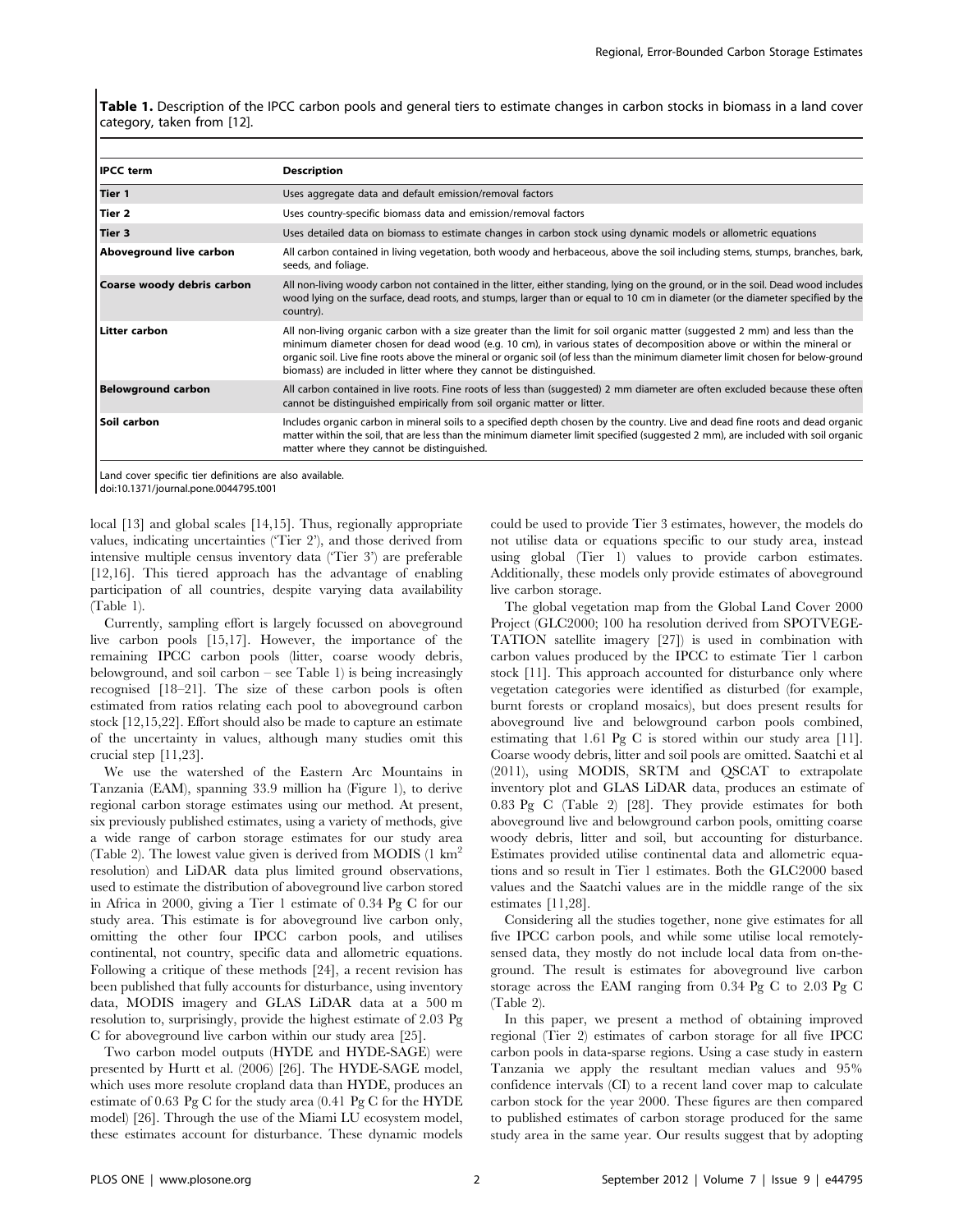**Table 1.** Description of the IPCC carbon pools and general tiers to estimate changes in carbon stocks in biomass in a land cover category, taken from [12].

| IPCC term | Description |
|---|---|
| **Tier 1** | Uses aggregate data and default emission/removal factors |
| **Tier 2** | Uses country-specific biomass data and emission/removal factors |
| **Tier 3** | Uses detailed data on biomass to estimate changes in carbon stock using dynamic models or allometric equations |
| **Aboveground live carbon** | All carbon contained in living vegetation, both woody and herbaceous, above the soil including stems, stumps, branches, bark, seeds, and foliage. |
| **Coarse woody debris carbon** | All non-living woody carbon not contained in the litter, either standing, lying on the ground, or in the soil. Dead wood includes wood lying on the surface, dead roots, and stumps, larger than or equal to 10 cm in diameter (or the diameter specified by the country). |
| **Litter carbon** | All non-living organic carbon with a size greater than the limit for soil organic matter (suggested 2 mm) and less than the minimum diameter chosen for dead wood (e.g. 10 cm), in various states of decomposition above or within the mineral or organic soil. Live fine roots above the mineral or organic soil (of less than the minimum diameter limit chosen for below-ground biomass) are included in litter where they cannot be distinguished. |
| **Belowground carbon** | All carbon contained in live roots. Fine roots of less than (suggested) 2 mm diameter are often excluded because these often cannot be distinguished empirically from soil organic matter or litter. |
| **Soil carbon** | Includes organic carbon in mineral soils to a specified depth chosen by the country. Live and dead fine roots and dead organic matter within the soil, that are less than the minimum diameter limit specified (suggested 2 mm), are included with soil organic matter where they cannot be distinguished. |

Land cover specific tier definitions are also available.
doi:10.1371/journal.pone.0044795.t001

local [13] and global scales [14,15]. Thus, regionally appropriate values, indicating uncertainties ('Tier 2'), and those derived from intensive multiple census inventory data ('Tier 3') are preferable [12,16]. This tiered approach has the advantage of enabling participation of all countries, despite varying data availability (Table 1).

Currently, sampling effort is largely focussed on aboveground live carbon pools [15,17]. However, the importance of the remaining IPCC carbon pools (litter, coarse woody debris, belowground, and soil carbon – see Table 1) is being increasingly recognised [18–21]. The size of these carbon pools is often estimated from ratios relating each pool to aboveground carbon stock [12,15,22]. Effort should also be made to capture an estimate of the uncertainty in values, although many studies omit this crucial step [11,23].

We use the watershed of the Eastern Arc Mountains in Tanzania (EAM), spanning 33.9 million ha (Figure 1), to derive regional carbon storage estimates using our method. At present, six previously published estimates, using a variety of methods, give a wide range of carbon storage estimates for our study area (Table 2). The lowest value given is derived from MODIS (1 $km^2$ resolution) and LiDAR data plus limited ground observations, used to estimate the distribution of aboveground live carbon stored in Africa in 2000, giving a Tier 1 estimate of 0.34 Pg C for our study area. This estimate is for aboveground live carbon only, omitting the other four IPCC carbon pools, and utilises continental, not country, specific data and allometric equations. Following a critique of these methods [24], a recent revision has been published that fully accounts for disturbance, using inventory data, MODIS imagery and GLAS LiDAR data at a 500 m resolution to, surprisingly, provide the highest estimate of 2.03 Pg C for aboveground live carbon within our study area [25].

Two carbon model outputs (HYDE and HYDE-SAGE) were presented by Hurtt et al. (2006) [26]. The HYDE-SAGE model, which uses more resolute cropland data than HYDE, produces an estimate of 0.63 Pg C for the study area (0.41 Pg C for the HYDE model) [26]. Through the use of the Miami LU ecosystem model, these estimates account for disturbance. These dynamic models could be used to provide Tier 3 estimates, however, the models do not utilise data or equations specific to our study area, instead using global (Tier 1) values to provide carbon estimates. Additionally, these models only provide estimates of aboveground live carbon storage.

The global vegetation map from the Global Land Cover 2000 Project (GLC2000; 100 ha resolution derived from SPOTVEGETATION satellite imagery [27]) is used in combination with carbon values produced by the IPCC to estimate Tier 1 carbon stock [11]. This approach accounted for disturbance only where vegetation categories were identified as disturbed (for example, burnt forests or cropland mosaics), but does present results for aboveground live and belowground carbon pools combined, estimating that 1.61 Pg C is stored within our study area [11]. Coarse woody debris, litter and soil pools are omitted. Saatchi et al (2011), using MODIS, SRTM and QSCAT to extrapolate inventory plot and GLAS LiDAR data, produces an estimate of 0.83 Pg C (Table 2) [28]. They provide estimates for both aboveground live and belowground carbon pools, omitting coarse woody debris, litter and soil, but accounting for disturbance. Estimates provided utilise continental data and allometric equations and so result in Tier 1 estimates. Both the GLC2000 based values and the Saatchi values are in the middle range of the six estimates [11,28].

Considering all the studies together, none give estimates for all five IPCC carbon pools, and while some utilise local remotely-sensed data, they mostly do not include local data from on-the-ground. The result is estimates for aboveground live carbon storage across the EAM ranging from 0.34 Pg C to 2.03 Pg C (Table 2).

In this paper, we present a method of obtaining improved regional (Tier 2) estimates of carbon storage for all five IPCC carbon pools in data-sparse regions. Using a case study in eastern Tanzania we apply the resultant median values and 95% confidence intervals (CI) to a recent land cover map to calculate carbon stock for the year 2000. These figures are then compared to published estimates of carbon storage produced for the same study area in the same year. Our results suggest that by adopting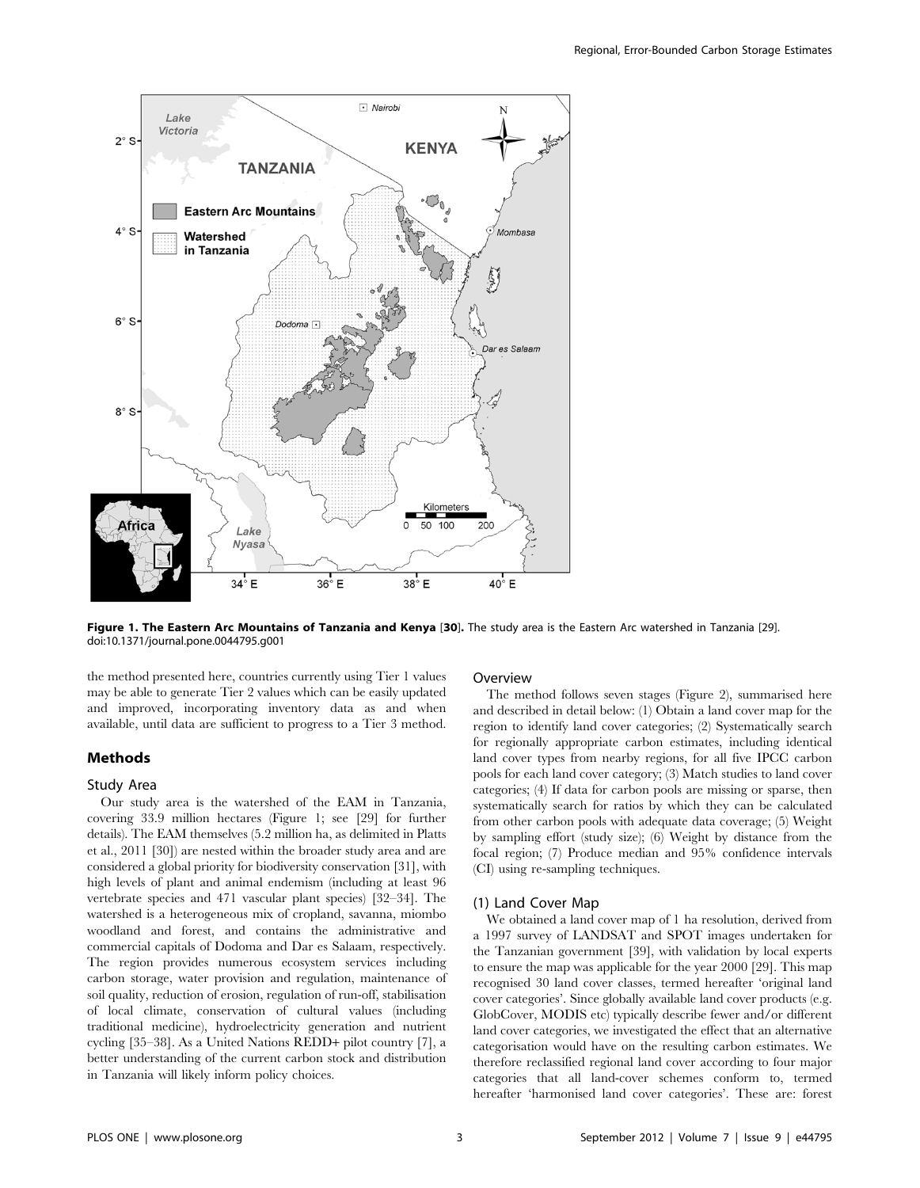**Figure 1. The Eastern Arc Mountains of Tanzania and Kenya [30].** The study area is the Eastern Arc watershed in Tanzania [29]. doi:10.1371/journal.pone.0044795.g001

the method presented here, countries currently using Tier 1 values may be able to generate Tier 2 values which can be easily updated and improved, incorporating inventory data as and when available, until data are sufficient to progress to a Tier 3 method.

## Methods

### Study Area

Our study area is the watershed of the EAM in Tanzania, covering 33.9 million hectares (Figure 1; see [29] for further details). The EAM themselves (5.2 million ha, as delimited in Platts et al., 2011 [30]) are nested within the broader study area and are considered a global priority for biodiversity conservation [31], with high levels of plant and animal endemism (including at least 96 vertebrate species and 471 vascular plant species) [32–34]. The watershed is a heterogeneous mix of cropland, savanna, miombo woodland and forest, and contains the administrative and commercial capitals of Dodoma and Dar es Salaam, respectively. The region provides numerous ecosystem services including carbon storage, water provision and regulation, maintenance of soil quality, reduction of erosion, regulation of run-off, stabilisation of local climate, conservation of cultural values (including traditional medicine), hydroelectricity generation and nutrient cycling [35–38]. As a United Nations REDD+ pilot country [7], a better understanding of the current carbon stock and distribution in Tanzania will likely inform policy choices.

### Overview

The method follows seven stages (Figure 2), summarised here and described in detail below: (1) Obtain a land cover map for the region to identify land cover categories; (2) Systematically search for regionally appropriate carbon estimates, including identical land cover types from nearby regions, for all five IPCC carbon pools for each land cover category; (3) Match studies to land cover categories; (4) If data for carbon pools are missing or sparse, then systematically search for ratios by which they can be calculated from other carbon pools with adequate data coverage; (5) Weight by sampling effort (study size); (6) Weight by distance from the focal region; (7) Produce median and 95% confidence intervals (CI) using re-sampling techniques.

### (1) Land Cover Map

We obtained a land cover map of 1 ha resolution, derived from a 1997 survey of LANDSAT and SPOT images undertaken for the Tanzanian government [39], with validation by local experts to ensure the map was applicable for the year 2000 [29]. This map recognised 30 land cover classes, termed hereafter 'original land cover categories'. Since globally available land cover products (e.g. GlobCover, MODIS etc) typically describe fewer and/or different land cover categories, we investigated the effect that an alternative categorisation would have on the resulting carbon estimates. We therefore reclassified regional land cover according to four major categories that all land-cover schemes conform to, termed hereafter 'harmonised land cover categories'. These are: forest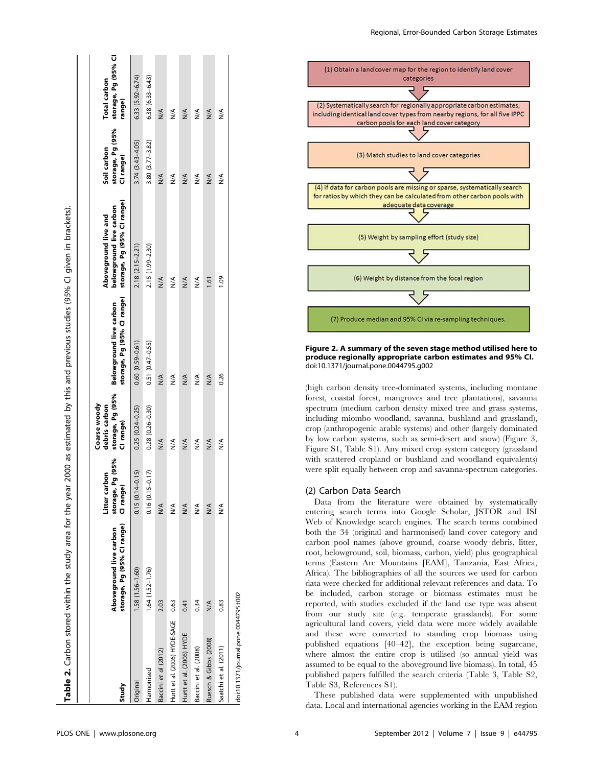**Table 2.** Carbon stored within the study area for the year 2000 as estimated by this and previous studies (95% CI given in brackets).

| Study | Aboveground live carbon storage, Pg (95% CI range) | Litter carbon storage, Pg (95% CI range) | Coarse woody debris carbon storage, Pg (95% CI range) | Belowground live carbon storage, Pg (95% CI range) | Aboveground live and belowground live carbon storage, Pg (95% CI range) | Soil carbon storage, Pg (95% CI range) | Total carbon storage, Pg (95% CI range) |
|---|---|---|---|---|---|---|---|
| Original | 1.58 (1.56–1.60) | 0.15 (0.14–0.15) | 0.25 (0.24–0.25) | 0.60 (0.59–0.61) | 2.18 (2.15–2.21) | 3.74 (3.43–4.05) | 6.33 (5.92–6.74) |
| Harmonised | 1.64 (1.52–1.76) | 0.16 (0.15–0.17) | 0.28 (0.26–0.30) | 0.51 (0.47–0.55) | 2.15 (1.99–2.30) | 3.80 (3.77–3.82) | 6.38 (6.33–6.43) |
| Baccini *et al* (2012) | 2.03 | N/A | N/A | N/A | N/A | N/A | N/A |
| Hurtt et al. (2006) HYDE-SAGE | 0.63 | N/A | N/A | N/A | N/A | N/A | N/A |
| Hurtt et al. (2006) HYDE | 0.41 | N/A | N/A | N/A | N/A | N/A | N/A |
| Baccini et al. (2008) | 0.34 | N/A | N/A | N/A | N/A | N/A | N/A |
| Ruesch & Gibbs (2008) | N/A | N/A | N/A | N/A | 1.61 | N/A | N/A |
| Saatchi et al. (2011) | 0.83 | N/A | N/A | 0.26 | 1.09 | N/A | N/A |

doi:10.1371/journal.pone.0044795.t002

(1) Obtain a land cover map for the region to identify land cover categories

(2) Systematically search for regionally appropriate carbon estimates, including identical land cover types from nearby regions, for all five IPPC carbon pools for each land cover category

(3) Match studies to land cover categories

(4) If data for carbon pools are missing or sparse, systematically search for ratios by which they can be calculated from other carbon pools with adequate data coverage

(5) Weight by sampling effort (study size)

(6) Weight by distance from the focal region

(7) Produce median and 95% CI via re-sampling techniques.

**Figure 2. A summary of the seven stage method utilised here to produce regionally appropriate carbon estimates and 95% CI.**
doi:10.1371/journal.pone.0044795.g002

(high carbon density tree-dominated systems, including montane forest, coastal forest, mangroves and tree plantations), savanna spectrum (medium carbon density mixed tree and grass systems, including miombo woodland, savanna, bushland and grassland), crop (anthropogenic arable systems) and other (largely dominated by low carbon systems, such as semi-desert and snow) (Figure 3, Figure S1, Table S1). Any mixed crop system category (grassland with scattered cropland or bushland and woodland equivalents) were split equally between crop and savanna-spectrum categories.

## (2) Carbon Data Search

Data from the literature were obtained by systematically entering search terms into Google Scholar, JSTOR and ISI Web of Knowledge search engines. The search terms combined both the 34 (original and harmonised) land cover category and carbon pool names (above ground, coarse woody debris, litter, root, belowground, soil, biomass, carbon, yield) plus geographical terms (Eastern Arc Mountains [EAM], Tanzania, East Africa, Africa). The bibliographies of all the sources we used for carbon data were checked for additional relevant references and data. To be included, carbon storage or biomass estimates must be reported, with studies excluded if the land use type was absent from our study site (e.g. temperate grasslands). For some agricultural land covers, yield data were more widely available and these were converted to standing crop biomass using published equations [40–42], the exception being sugarcane, where almost the entire crop is utilised (so annual yield was assumed to be equal to the aboveground live biomass). In total, 45 published papers fulfilled the search criteria (Table 3, Table S2, Table S3, References S1).

These published data were supplemented with unpublished data. Local and international agencies working in the EAM region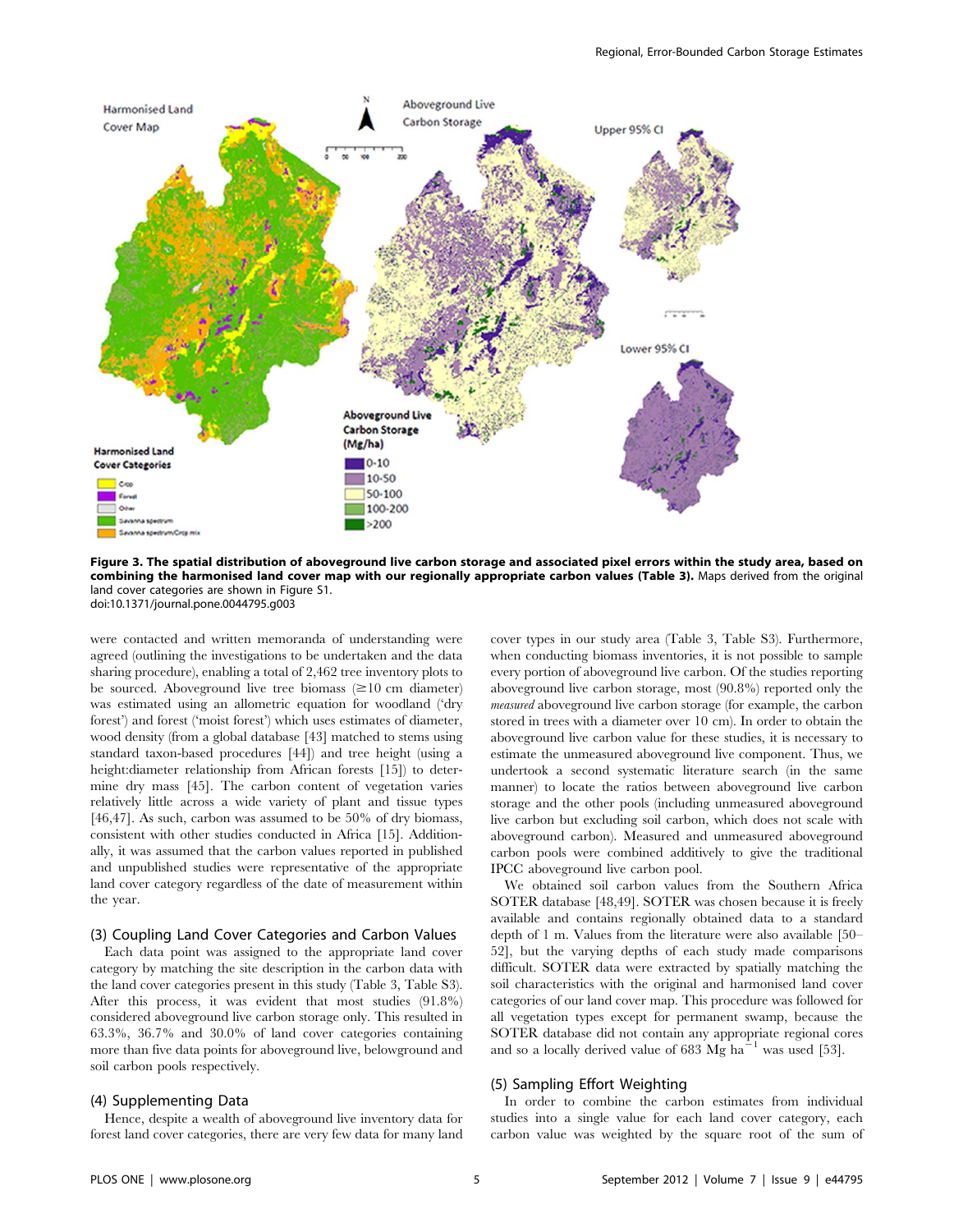**Figure 3. The spatial distribution of aboveground live carbon storage and associated pixel errors within the study area, based on combining the harmonised land cover map with our regionally appropriate carbon values (Table 3).** Maps derived from the original land cover categories are shown in Figure S1.
doi:10.1371/journal.pone.0044795.g003

were contacted and written memoranda of understanding were agreed (outlining the investigations to be undertaken and the data sharing procedure), enabling a total of 2,462 tree inventory plots to be sourced. Aboveground live tree biomass (≥10 cm diameter) was estimated using an allometric equation for woodland ('dry forest') and forest ('moist forest') which uses estimates of diameter, wood density (from a global database [43] matched to stems using standard taxon-based procedures [44]) and tree height (using a height:diameter relationship from African forests [15]) to determine dry mass [45]. The carbon content of vegetation varies relatively little across a wide variety of plant and tissue types [46,47]. As such, carbon was assumed to be 50% of dry biomass, consistent with other studies conducted in Africa [15]. Additionally, it was assumed that the carbon values reported in published and unpublished studies were representative of the appropriate land cover category regardless of the date of measurement within the year.

### (3) Coupling Land Cover Categories and Carbon Values

Each data point was assigned to the appropriate land cover category by matching the site description in the carbon data with the land cover categories present in this study (Table 3, Table S3). After this process, it was evident that most studies (91.8%) considered aboveground live carbon storage only. This resulted in 63.3%, 36.7% and 30.0% of land cover categories containing more than five data points for aboveground live, belowground and soil carbon pools respectively.

### (4) Supplementing Data

Hence, despite a wealth of aboveground live inventory data for forest land cover categories, there are very few data for many land cover types in our study area (Table 3, Table S3). Furthermore, when conducting biomass inventories, it is not possible to sample every portion of aboveground live carbon. Of the studies reporting aboveground live carbon storage, most (90.8%) reported only the *measured* aboveground live carbon storage (for example, the carbon stored in trees with a diameter over 10 cm). In order to obtain the aboveground live carbon value for these studies, it is necessary to estimate the unmeasured aboveground live component. Thus, we undertook a second systematic literature search (in the same manner) to locate the ratios between aboveground live carbon storage and the other pools (including unmeasured aboveground live carbon but excluding soil carbon, which does not scale with aboveground carbon). Measured and unmeasured aboveground carbon pools were combined additively to give the traditional IPCC aboveground live carbon pool.

We obtained soil carbon values from the Southern Africa SOTER database [48,49]. SOTER was chosen because it is freely available and contains regionally obtained data to a standard depth of 1 m. Values from the literature were also available [50–52], but the varying depths of each study made comparisons difficult. SOTER data were extracted by spatially matching the soil characteristics with the original and harmonised land cover categories of our land cover map. This procedure was followed for all vegetation types except for permanent swamp, because the SOTER database did not contain any appropriate regional cores and so a locally derived value of 683 Mg ha$^{-1}$ was used [53].

### (5) Sampling Effort Weighting

In order to combine the carbon estimates from individual studies into a single value for each land cover category, each carbon value was weighted by the square root of the sum of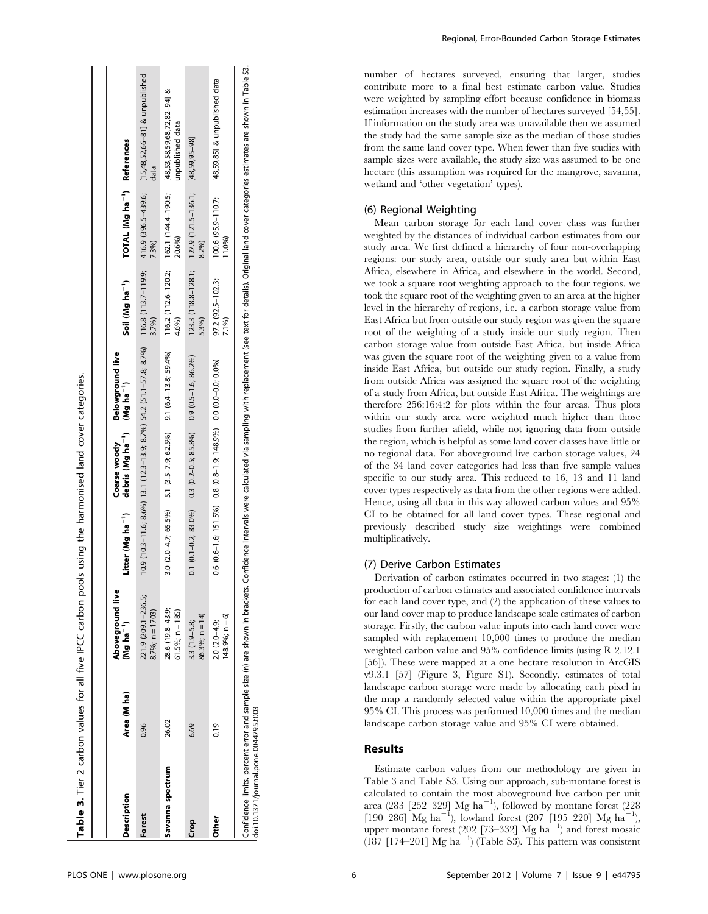**Table 3.** Tier 2 carbon values for all five IPCC carbon pools using the harmonised land cover categories.

| Description | Area (M ha) | Aboveground live (Mg ha$^{-1}$) | Litter (Mg ha$^{-1}$) | Coarse woody debris (Mg ha$^{-1}$) | Belowground live (Mg ha$^{-1}$) | Soil (Mg ha$^{-1}$) | TOTAL (Mg ha$^{-1}$) | References |
|---|---|---|---|---|---|---|---|---|
| Forest | 0.96 | 221.9 (209.1–236.5; 8.7%; n = 1703) | 10.9 (10.3–11.6; 8.6%) | 13.1 (12.3–13.9; 8.7%) | 54.2 (51.1–57.8; 8.7%) | 116.8 (113.7–119.9; 3.7%) | 416.9 (396.5–439.6; 7.3%) | [15,48,52,66–81] & unpublished data |
| Savanna spectrum | 26.02 | 28.6 (19.8–43.9; 61.5%; n = 185) | 3.0 (2.0–4.7; 65.5%) | 5.1 (3.5–7.9; 62.5%) | 9.1 (6.4–13.8; 59.4%) | 116.2 (112.6–120.2; 4.6%) | 162.1 (144.4–190.5; 20.6%) | [48,53,58,59,68,72,82–94] & unpublished data |
| Crop | 6.69 | 3.3 (1.9–5.8; 86.3%; n = 14) | 0.1 (0.1–0.2; 83.0%) | 0.3 (0.2–0.5; 85.8%) | 0.9 (0.5–1.6; 86.2%) | 123.3 (118.8–128.1; 5.3%) | 127.9 (121.5–136.1; 8.2%) | [48,59,95–98] |
| Other | 0.19 | 2.0 (2.0–4.9; 148.9%; n = 6) | 0.6 (0.6–1.6; 151.5%) | 0.8 (0.8–1.9; 148.9%) | 0.0 (0.0–0.0; 0.0%) | 97.2 (92.5–102.3; 7.1%) | 100.6 (95.9–110.7; 11.0%) | [48,59,85] & unpublished data |

Confidence limits, percent error and sample size (n) are shown in brackets. Confidence intervals were calculated via sampling with replacement (see text for details). Original land cover categories estimates are shown in Table S3.
doi:10.1371/journal.pone.0044795.t003

number of hectares surveyed, ensuring that larger, studies contribute more to a final best estimate carbon value. Studies were weighted by sampling effort because confidence in biomass estimation increases with the number of hectares surveyed [54,55]. If information on the study area was unavailable then we assumed the study had the same sample size as the median of those studies from the same land cover type. When fewer than five studies with sample sizes were available, the study size was assumed to be one hectare (this assumption was required for the mangrove, savanna, wetland and 'other vegetation' types).

### (6) Regional Weighting

Mean carbon storage for each land cover class was further weighted by the distances of individual carbon estimates from our study area. We first defined a hierarchy of four non-overlapping regions: our study area, outside our study area but within East Africa, elsewhere in Africa, and elsewhere in the world. Second, we took a square root weighting approach to the four regions. we took the square root of the weighting given to an area at the higher level in the hierarchy of regions, i.e. a carbon storage value from East Africa but from outside our study region was given the square root of the weighting of a study inside our study region. Then carbon storage value from outside East Africa, but inside Africa was given the square root of the weighting given to a value from inside East Africa, but outside our study region. Finally, a study from outside Africa was assigned the square root of the weighting of a study from Africa, but outside East Africa. The weightings are therefore 256:16:4:2 for plots within the four areas. Thus plots within our study area were weighted much higher than those studies from further afield, while not ignoring data from outside the region, which is helpful as some land cover classes have little or no regional data. For aboveground live carbon storage values, 24 of the 34 land cover categories had less than five sample values specific to our study area. This reduced to 16, 13 and 11 land cover types respectively as data from the other regions were added. Hence, using all data in this way allowed carbon values and 95% CI to be obtained for all land cover types. These regional and previously described study size weightings were combined multiplicatively.

### (7) Derive Carbon Estimates

Derivation of carbon estimates occurred in two stages: (1) the production of carbon estimates and associated confidence intervals for each land cover type, and (2) the application of these values to our land cover map to produce landscape scale estimates of carbon storage. Firstly, the carbon value inputs into each land cover were sampled with replacement 10,000 times to produce the median weighted carbon value and 95% confidence limits (using R 2.12.1 [56]). These were mapped at a one hectare resolution in ArcGIS v9.3.1 [57] (Figure 3, Figure S1). Secondly, estimates of total landscape carbon storage were made by allocating each pixel in the map a randomly selected value within the appropriate pixel 95% CI. This process was performed 10,000 times and the median landscape carbon storage value and 95% CI were obtained.

## Results

Estimate carbon values from our methodology are given in Table 3 and Table S3. Using our approach, sub-montane forest is calculated to contain the most aboveground live carbon per unit area (283 [252–329] Mg ha$^{-1}$), followed by montane forest (228 [190–286] Mg ha$^{-1}$), lowland forest (207 [195–220] Mg ha$^{-1}$), upper montane forest (202 [73–332] Mg ha$^{-1}$) and forest mosaic (187 [174–201] Mg ha$^{-1}$) (Table S3). This pattern was consistent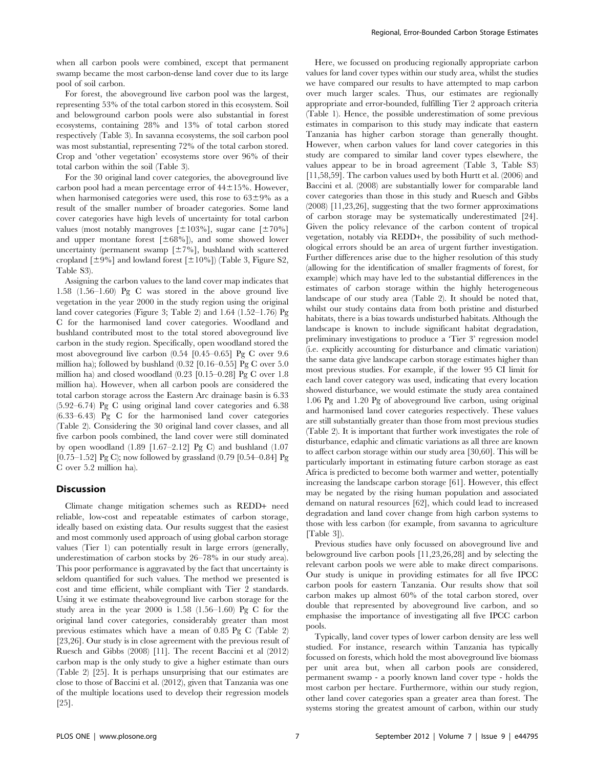when all carbon pools were combined, except that permanent swamp became the most carbon-dense land cover due to its large pool of soil carbon.

For forest, the aboveground live carbon pool was the largest, representing 53% of the total carbon stored in this ecosystem. Soil and belowground carbon pools were also substantial in forest ecosystems, containing 28% and 13% of total carbon stored respectively (Table 3). In savanna ecosystems, the soil carbon pool was most substantial, representing 72% of the total carbon stored. Crop and 'other vegetation' ecosystems store over 96% of their total carbon within the soil (Table 3).

For the 30 original land cover categories, the aboveground live carbon pool had a mean percentage error of 44±15%. However, when harmonised categories were used, this rose to 63±9% as a result of the smaller number of broader categories. Some land cover categories have high levels of uncertainty for total carbon values (most notably mangroves [±103%], sugar cane [±70%] and upper montane forest [±68%]), and some showed lower uncertainty (permanent swamp [±7%], bushland with scattered cropland [±9%] and lowland forest [±10%]) (Table 3, Figure S2, Table S3).

Assigning the carbon values to the land cover map indicates that 1.58 (1.56–1.60) Pg C was stored in the above ground live vegetation in the year 2000 in the study region using the original land cover categories (Figure 3; Table 2) and 1.64 (1.52–1.76) Pg C for the harmonised land cover categories. Woodland and bushland contributed most to the total stored aboveground live carbon in the study region. Specifically, open woodland stored the most aboveground live carbon (0.54 [0.45–0.65] Pg C over 9.6 million ha); followed by bushland (0.32 [0.16–0.55] Pg C over 5.0 million ha) and closed woodland (0.23 [0.15–0.28] Pg C over 1.8 million ha). However, when all carbon pools are considered the total carbon storage across the Eastern Arc drainage basin is 6.33 (5.92–6.74) Pg C using original land cover categories and 6.38 (6.33–6.43) Pg C for the harmonised land cover categories (Table 2). Considering the 30 original land cover classes, and all five carbon pools combined, the land cover were still dominated by open woodland (1.89 [1.67–2.12] Pg C) and bushland (1.07 [0.75–1.52] Pg C); now followed by grassland (0.79 [0.54–0.84] Pg C over 5.2 million ha).

## Discussion

Climate change mitigation schemes such as REDD+ need reliable, low-cost and repeatable estimates of carbon storage, ideally based on existing data. Our results suggest that the easiest and most commonly used approach of using global carbon storage values (Tier 1) can potentially result in large errors (generally, underestimation of carbon stocks by 26–78% in our study area). This poor performance is aggravated by the fact that uncertainty is seldom quantified for such values. The method we presented is cost and time efficient, while compliant with Tier 2 standards. Using it we estimate theaboveground live carbon storage for the study area in the year 2000 is 1.58 (1.56–1.60) Pg C for the original land cover categories, considerably greater than most previous estimates which have a mean of 0.85 Pg C (Table 2) [23,26]. Our study is in close agreement with the previous result of Ruesch and Gibbs (2008) [11]. The recent Baccini et al (2012) carbon map is the only study to give a higher estimate than ours (Table 2) [25]. It is perhaps unsurprising that our estimates are close to those of Baccini et al. (2012), given that Tanzania was one of the multiple locations used to develop their regression models [25].

Here, we focussed on producing regionally appropriate carbon values for land cover types within our study area, whilst the studies we have compared our results to have attempted to map carbon over much larger scales. Thus, our estimates are regionally appropriate and error-bounded, fulfilling Tier 2 approach criteria (Table 1). Hence, the possible underestimation of some previous estimates in comparison to this study may indicate that eastern Tanzania has higher carbon storage than generally thought. However, when carbon values for land cover categories in this study are compared to similar land cover types elsewhere, the values appear to be in broad agreement (Table 3, Table S3) [11,58,59]. The carbon values used by both Hurtt et al. (2006) and Baccini et al. (2008) are substantially lower for comparable land cover categories than those in this study and Ruesch and Gibbs (2008) [11,23,26], suggesting that the two former approximations of carbon storage may be systematically underestimated [24]. Given the policy relevance of the carbon content of tropical vegetation, notably via REDD+, the possibility of such methodological errors should be an area of urgent further investigation. Further differences arise due to the higher resolution of this study (allowing for the identification of smaller fragments of forest, for example) which may have led to the substantial differences in the estimates of carbon storage within the highly heterogeneous landscape of our study area (Table 2). It should be noted that, whilst our study contains data from both pristine and disturbed habitats, there is a bias towards undisturbed habitats. Although the landscape is known to include significant habitat degradation, preliminary investigations to produce a 'Tier 3' regression model (i.e. explicitly accounting for disturbance and climatic variation) the same data give landscape carbon storage estimates higher than most previous studies. For example, if the lower 95 CI limit for each land cover category was used, indicating that every location showed disturbance, we would estimate the study area contained 1.06 Pg and 1.20 Pg of aboveground live carbon, using original and harmonised land cover categories respectively. These values are still substantially greater than those from most previous studies (Table 2). It is important that further work investigates the role of disturbance, edaphic and climatic variations as all three are known to affect carbon storage within our study area [30,60]. This will be particularly important in estimating future carbon storage as east Africa is predicted to become both warmer and wetter, potentially increasing the landscape carbon storage [61]. However, this effect may be negated by the rising human population and associated demand on natural resources [62], which could lead to increased degradation and land cover change from high carbon systems to those with less carbon (for example, from savanna to agriculture [Table 3]).

Previous studies have only focussed on aboveground live and belowground live carbon pools [11,23,26,28] and by selecting the relevant carbon pools we were able to make direct comparisons. Our study is unique in providing estimates for all five IPCC carbon pools for eastern Tanzania. Our results show that soil carbon makes up almost 60% of the total carbon stored, over double that represented by aboveground live carbon, and so emphasise the importance of investigating all five IPCC carbon pools.

Typically, land cover types of lower carbon density are less well studied. For instance, research within Tanzania has typically focussed on forests, which hold the most aboveground live biomass per unit area but, when all carbon pools are considered, permanent swamp - a poorly known land cover type - holds the most carbon per hectare. Furthermore, within our study region, other land cover categories span a greater area than forest. The systems storing the greatest amount of carbon, within our study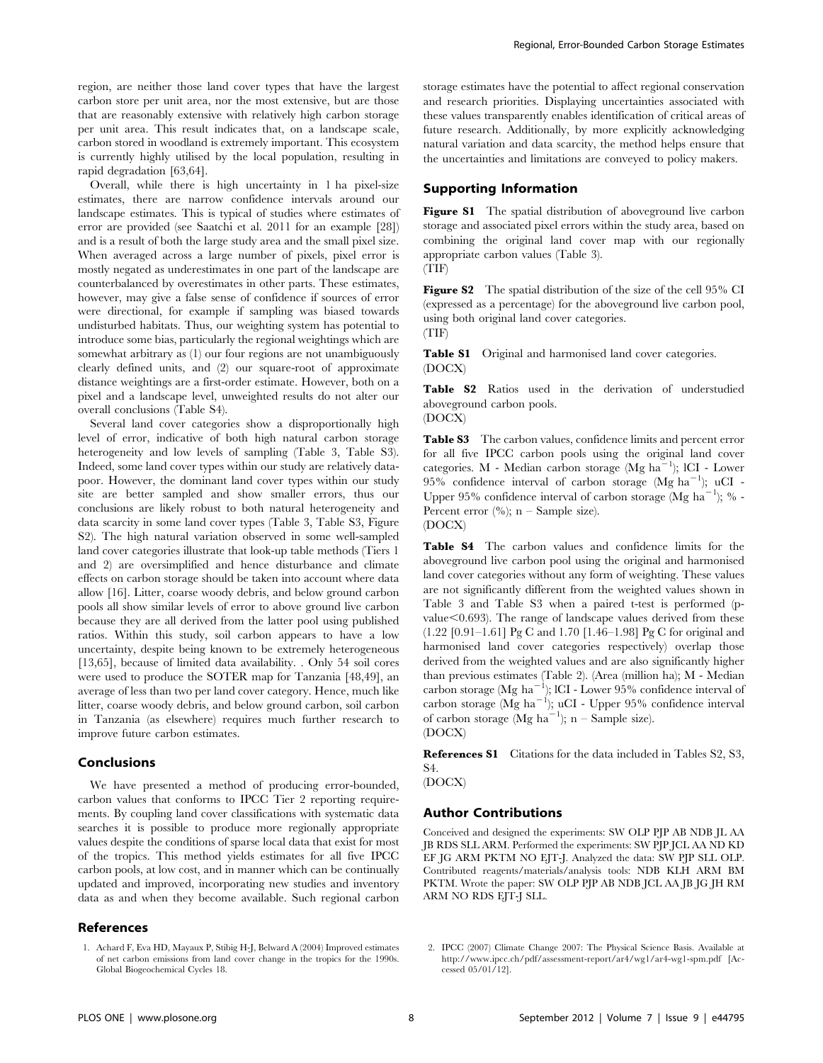region, are neither those land cover types that have the largest carbon store per unit area, nor the most extensive, but are those that are reasonably extensive with relatively high carbon storage per unit area. This result indicates that, on a landscape scale, carbon stored in woodland is extremely important. This ecosystem is currently highly utilised by the local population, resulting in rapid degradation [63,64].

Overall, while there is high uncertainty in 1 ha pixel-size estimates, there are narrow confidence intervals around our landscape estimates. This is typical of studies where estimates of error are provided (see Saatchi et al. 2011 for an example [28]) and is a result of both the large study area and the small pixel size. When averaged across a large number of pixels, pixel error is mostly negated as underestimates in one part of the landscape are counterbalanced by overestimates in other parts. These estimates, however, may give a false sense of confidence if sources of error were directional, for example if sampling was biased towards undisturbed habitats. Thus, our weighting system has potential to introduce some bias, particularly the regional weightings which are somewhat arbitrary as (1) our four regions are not unambiguously clearly defined units, and (2) our square-root of approximate distance weightings are a first-order estimate. However, both on a pixel and a landscape level, unweighted results do not alter our overall conclusions (Table S4).

Several land cover categories show a disproportionally high level of error, indicative of both high natural carbon storage heterogeneity and low levels of sampling (Table 3, Table S3). Indeed, some land cover types within our study are relatively data-poor. However, the dominant land cover types within our study site are better sampled and show smaller errors, thus our conclusions are likely robust to both natural heterogeneity and data scarcity in some land cover types (Table 3, Table S3, Figure S2). The high natural variation observed in some well-sampled land cover categories illustrate that look-up table methods (Tiers 1 and 2) are oversimplified and hence disturbance and climate effects on carbon storage should be taken into account where data allow [16]. Litter, coarse woody debris, and below ground carbon pools all show similar levels of error to above ground live carbon because they are all derived from the latter pool using published ratios. Within this study, soil carbon appears to have a low uncertainty, despite being known to be extremely heterogeneous [13,65], because of limited data availability. . Only 54 soil cores were used to produce the SOTER map for Tanzania [48,49], an average of less than two per land cover category. Hence, much like litter, coarse woody debris, and below ground carbon, soil carbon in Tanzania (as elsewhere) requires much further research to improve future carbon estimates.

## Conclusions

We have presented a method of producing error-bounded, carbon values that conforms to IPCC Tier 2 reporting requirements. By coupling land cover classifications with systematic data searches it is possible to produce more regionally appropriate values despite the conditions of sparse local data that exist for most of the tropics. This method yields estimates for all five IPCC carbon pools, at low cost, and in manner which can be continually updated and improved, incorporating new studies and inventory data as and when they become available. Such regional carbon storage estimates have the potential to affect regional conservation and research priorities. Displaying uncertainties associated with these values transparently enables identification of critical areas of future research. Additionally, by more explicitly acknowledging natural variation and data scarcity, the method helps ensure that the uncertainties and limitations are conveyed to policy makers.

## Supporting Information

**Figure S1** The spatial distribution of aboveground live carbon storage and associated pixel errors within the study area, based on combining the original land cover map with our regionally appropriate carbon values (Table 3).
(TIF)

**Figure S2** The spatial distribution of the size of the cell 95% CI (expressed as a percentage) for the aboveground live carbon pool, using both original land cover categories.
(TIF)

**Table S1** Original and harmonised land cover categories.
(DOCX)

**Table S2** Ratios used in the derivation of understudied aboveground carbon pools.
(DOCX)

**Table S3** The carbon values, confidence limits and percent error for all five IPCC carbon pools using the original land cover categories. M - Median carbon storage (Mg $ha^{-1}$); lCI - Lower 95% confidence interval of carbon storage (Mg $ha^{-1}$); uCI - Upper 95% confidence interval of carbon storage (Mg $ha^{-1}$); % - Percent error (%); n – Sample size).
(DOCX)

**Table S4** The carbon values and confidence limits for the aboveground live carbon pool using the original and harmonised land cover categories without any form of weighting. These values are not significantly different from the weighted values shown in Table 3 and Table S3 when a paired t-test is performed (p-value$<$0.693). The range of landscape values derived from these (1.22 [0.91–1.61] Pg C and 1.70 [1.46–1.98] Pg C for original and harmonised land cover categories respectively) overlap those derived from the weighted values and are also significantly higher than previous estimates (Table 2). (Area (million ha); M - Median carbon storage (Mg $ha^{-1}$); lCI - Lower 95% confidence interval of carbon storage (Mg $ha^{-1}$); uCI - Upper 95% confidence interval of carbon storage (Mg $ha^{-1}$); n – Sample size).
(DOCX)

**References S1** Citations for the data included in Tables S2, S3, S4.
(DOCX)

## Author Contributions

Conceived and designed the experiments: SW OLP PJP AB NDB JL AA JB RDS SLL ARM. Performed the experiments: SW PJP JCL AA ND KD EF JG ARM PKTM NO EJT-J. Analyzed the data: SW PJP SLL OLP. Contributed reagents/materials/analysis tools: NDB KLH ARM BM PKTM. Wrote the paper: SW OLP PJP AB NDB JCL AA JB JG JH RM ARM NO RDS EJT-J SLL.

## References

1. Achard F, Eva HD, Mayaux P, Stibig H-J, Belward A (2004) Improved estimates of net carbon emissions from land cover change in the tropics for the 1990s. Global Biogeochemical Cycles 18.
2. IPCC (2007) Climate Change 2007: The Physical Science Basis. Available at http://www.ipcc.ch/pdf/assessment-report/ar4/wg1/ar4-wg1-spm.pdf [Accessed 05/01/12].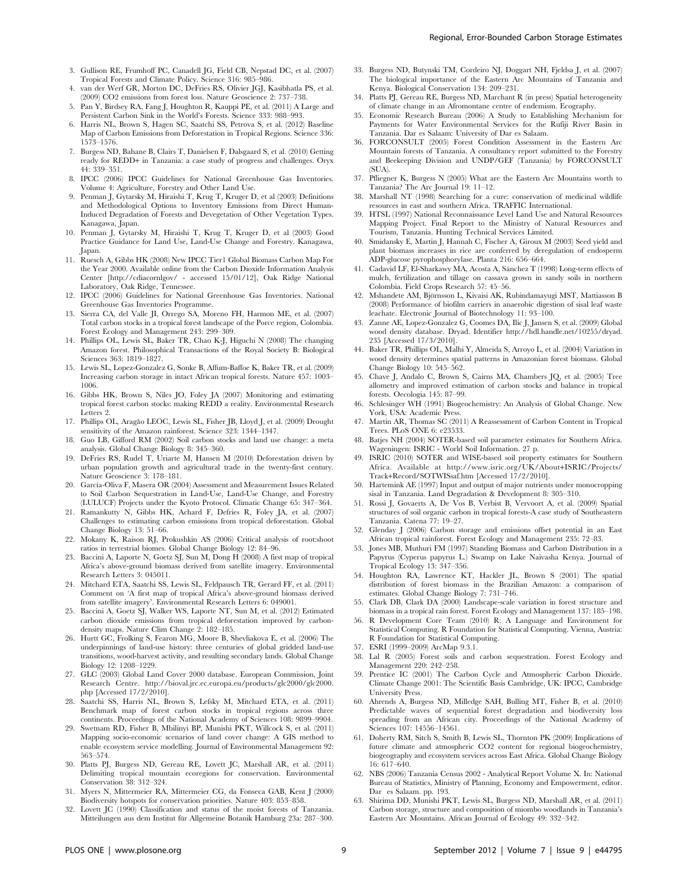3. Gullison RE, Frumhoff PC, Canadell JG, Field CB, Nepstad DC, et al. (2007) Tropical Forests and Climate Policy. Science 316: 985–986.
4. van der Werf GR, Morton DC, DeFries RS, Olivier JGJ, Kasibhatla PS, et al. (2009) CO2 emissions from forest loss. Nature Geoscience 2: 737–738.
5. Pan Y, Birdsey RA, Fang J, Houghton R, Kauppi PE, et al. (2011) A Large and Persistent Carbon Sink in the World's Forests. Science 333: 988–993.
6. Harris NL, Brown S, Hagen SC, Saatchi SS, Petrova S, et al. (2012) Baseline Map of Carbon Emissions from Deforestation in Tropical Regions. Science 336: 1573–1576.
7. Burgess ND, Bahane B, Clairs T, Danielsen F, Dalsgaard S, et al. (2010) Getting ready for REDD+ in Tanzania: a case study of progress and challenges. Oryx 44: 339–351.
8. IPCC (2006) IPCC Guidelines for National Greenhouse Gas Inventories. Volume 4: Agriculture, Forestry and Other Land Use.
9. Penman J, Gytarsky M, Hiraishi T, Krug T, Kruger D, et al (2003) Definitions and Methodological Options to Inventory Emissions from Direct Human-Induced Degradation of Forests and Devegetation of Other Vegetation Types. Kanagawa, Japan.
10. Penman J, Gytarsky M, Hiraishi T, Krug T, Kruger D, et al (2003) Good Practice Guidance for Land Use, Land-Use Change and Forestry. Kanagawa, Japan.
11. Ruesch A, Gibbs HK (2008) New IPCC Tier1 Global Biomass Carbon Map For the Year 2000. Available online from the Carbon Dioxide Information Analysis Center [http://cdiacornlgov/ - accessed 15/01/12], Oak Ridge National Laboratory, Oak Ridge, Tennessee.
12. IPCC (2006) Guidelines for National Greenhouse Gas Inventories. National Greenhouse Gas Inventories Programme.
13. Sierra CA, del Valle JI, Orrego SA, Moreno FH, Harmon ME, et al. (2007) Total carbon stocks in a tropical forest landscape of the Porce region, Colombia. Forest Ecology and Management 243: 299–309.
14. Phillips OL, Lewis SL, Baker TR, Chao K-J, Higuchi N (2008) The changing Amazon forest. Philosophical Transactions of the Royal Society B: Biological Sciences 363: 1819–1827.
15. Lewis SL, Lopez-Gonzalez G, Sonke B, Affum-Baffoe K, Baker TR, et al. (2009) Increasing carbon storage in intact African tropical forests. Nature 457: 1003–1006.
16. Gibbs HK, Brown S, Niles JO, Foley JA (2007) Monitoring and estimating tropical forest carbon stocks: making REDD a reality. Environmental Research Letters 2.
17. Phillips OL, Aragão LEOC, Lewis SL, Fisher JB, Lloyd J, et al. (2009) Drought sensitivity of the Amazon rainforest. Science 323: 1344–1347.
18. Guo LB, Gifford RM (2002) Soil carbon stocks and land use change: a meta analysis. Global Change Biology 8: 345–360.
19. DeFries RS, Rudel T, Uriarte M, Hansen M (2010) Deforestation driven by urban population growth and agricultural trade in the twenty-first century. Nature Geoscience 3: 178–181.
20. García-Oliva F, Masera OR (2004) Assessment and Measurement Issues Related to Soil Carbon Sequestration in Land-Use, Land-Use Change, and Forestry (LULUCF) Projects under the Kyoto Protocol. Climatic Change 65: 347–364.
21. Ramankutty N, Gibbs HK, Achard F, Defries R, Foley JA, et al. (2007) Challenges to estimating carbon emissions from tropical deforestation. Global Change Biology 13: 51–66.
22. Mokany K, Raison RJ, Prokushkin AS (2006) Critical analysis of root:shoot ratios in terrestrial biomes. Global Change Biology 12: 84–96.
23. Baccini A, Laporte N, Goetz SJ, Sun M, Dong H (2008) A first map of tropical Africa's above-ground biomass derived from satellite imagery. Environmental Research Letters 3: 045011.
24. Mitchard ETA, Saatchi SS, Lewis SL, Feldpausch TR, Gerard FF, et al. (2011) Comment on 'A first map of tropical Africa's above-ground biomass derived from satellite imagery'. Environmental Research Letters 6: 049001.
25. Baccini A, Goetz SJ, Walker WS, Laporte NT, Sun M, et al. (2012) Estimated carbon dioxide emissions from tropical deforestation improved by carbon-density maps. Nature Clim Change 2: 182–185.
26. Hurtt GC, Frolking S, Fearon MG, Moore B, Shevliakova E, et al. (2006) The underpinnings of land-use history: three centuries of global gridded land-use transitions, wood-harvest activity, and resulting secondary lands. Global Change Biology 12: 1208–1229.
27. GLC (2003) Global Land Cover 2000 database. European Commission, Joint Research Centre. http://bioval.jrc.ec.europa.eu/products/glc2000/glc2000.php [Accessed 17/2/2010].
28. Saatchi SS, Harris NL, Brown S, Lefsky M, Mitchard ETA, et al. (2011) Benchmark map of forest carbon stocks in tropical regions across three continents. Proceedings of the National Academy of Sciences 108: 9899–9904.
29. Swetnam RD, Fisher B, Mbilinyi BP, Munishi PKT, Willcock S, et al. (2011) Mapping socio-economic scenarios of land cover change: A GIS method to enable ecosystem service modelling. Journal of Environmental Management 92: 563–574.
30. Platts PJ, Burgess ND, Gereau RE, Lovett JC, Marshall AR, et al. (2011) Delimiting tropical mountain ecoregions for conservation. Environmental Conservation 38: 312–324.
31. Myers N, Mittermeier RA, Mittermeier CG, da Fonseca GAB, Kent J (2000) Biodiversity hotspots for conservation priorities. Nature 403: 853–858.
32. Lovett JC (1990) Classification and status of the moist forests of Tanzania. Mitteilungen aus dem Institut für Allgemeine Botanik Hamburg 23a: 287–300.
33. Burgess ND, Butynski TM, Cordeiro NJ, Doggart NH, Fjeldsa J, et al. (2007) The biological importance of the Eastern Arc Mountains of Tanzania and Kenya. Biological Conservation 134: 209–231.
34. Platts PJ, Gereau RE, Burgess ND, Marchant R (in press) Spatial heterogeneity of climate change in an Afromontane centre of endemism. Ecography.
35. Economic Research Bureau (2006) A Study to Establishing Mechanism for Payments for Water Environmental Services for the Rufiji River Basin in Tanzania. Dar es Salaam: University of Dar es Salaam.
36. FORCONSULT (2005) Forest Condition Assessment in the Eastern Arc Mountain forests of Tanzania. A consultancy report submitted to the Forestry and Beekeeping Division and UNDP/GEF (Tanzania) by FORCONSULT (SUA).
37. Pfliegner K, Burgess N (2005) What are the Eastern Arc Mountains worth to Tanzania? The Arc Journal 19: 11–12.
38. Marshall NT (1998) Searching for a cure: conservation of medicinal wildlife resources in east and southern Africa. TRAFFIC International.
39. HTSL (1997) National Reconnaissance Level Land Use and Natural Resources Mapping Project. Final Report to the Ministry of Natural Resources and Tourism, Tanzania. Hunting Technical Services Limited.
40. Smidansky E, Martin J, Hannah C, Fischer A, Giroux M (2003) Seed yield and plant biomass increases in rice are conferred by deregulation of endosperm ADP-glucose pyrophosphorylase. Planta 216: 656–664.
41. Cadavid LF, El-Sharkawy MA, Acosta A, Sánchez T (1998) Long-term effects of mulch, fertilization and tillage on cassava grown in sandy soils in northern Colombia. Field Crops Research 57: 45–56.
42. Mshandete AM, Björnsson L, Kivaisi AK, Rubindamayugi MST, Mattiasson B (2008) Performance of biofilm carriers in anaerobic digestion of sisal leaf waste leachate. Electronic Journal of Biotechnology 11: 93–100.
43. Zanne AE, Lopez-Gonzalez G, Coomes DA, Ilic J, Jansen S, et al. (2009) Global wood density database. Dryad. Identifier http://hdl.handle.net/10255/dryad.235 [Accessed 17/3/2010].
44. Baker TR, Phillips OL, Malhi Y, Almeida S, Arroyo L, et al. (2004) Variation in wood density determines spatial patterns in Amazonian forest biomass. Global Change Biology 10: 545–562.
45. Chave J, Andalo C, Brown S, Cairns MA, Chambers JQ, et al. (2005) Tree allometry and improved estimation of carbon stocks and balance in tropical forests. Oecologia 145: 87–99.
46. Schlesinger WH (1991) Biogeochemistry: An Analysis of Global Change. New York, USA: Academic Press.
47. Martin AR, Thomas SC (2011) A Reassessment of Carbon Content in Tropical Trees. PLoS ONE 6: e23533.
48. Batjes NH (2004) SOTER-based soil parameter estimates for Southern Africa. Wageningen: ISRIC - World Soil Information. 27 p.
49. ISRIC (2010) SOTER and WISE-based soil property estimates for Southern Africa. Available at http://www.isric.org/UK/About+ISRIC/Projects/Track+Record/SOTWISsaf.htm [Accessed 17/2/2010].
50. Hartemink AE (1997) Input and output of major nutrients under monocropping sisal in Tanzania. Land Degradation & Development 8: 305–310.
51. Rossi J, Govaerts A, De Vos B, Verbist B, Vervoort A, et al. (2009) Spatial structures of soil organic carbon in tropical forests-A case study of Southeastern Tanzania. Catena 77: 19–27.
52. Glenday J (2006) Carbon storage and emissions offset potential in an East African tropical rainforest. Forest Ecology and Management 235: 72–83.
53. Jones MB, Muthuri FM (1997) Standing Biomass and Carbon Distribution in a Papyrus (Cyperus papyrus L.) Swamp on Lake Naivasha Kenya. Journal of Tropical Ecology 13: 347–356.
54. Houghton RA, Lawrence KT, Hackler JL, Brown S (2001) The spatial distribution of forest biomass in the Brazilian Amazon: a comparison of estimates. Global Change Biology 7: 731–746.
55. Clark DB, Clark DA (2000) Landscape-scale variation in forest structure and biomass in a tropical rain forest. Forest Ecology and Management 137: 185–198.
56. R Development Core Team (2010) R: A Language and Environment for Statistical Computing. R Foundation for Statistical Computing. Vienna, Austria: R Foundation for Statistical Computing.
57. ESRI (1999–2009) ArcMap 9.3.1.
58. Lal R (2005) Forest soils and carbon sequestration. Forest Ecology and Management 220: 242–258.
59. Prentice IC (2001) The Carbon Cycle and Atmospheric Carbon Dioxide. Climate Change 2001: The Scientific Basis Cambridge, UK: IPCC, Cambridge University Press.
60. Ahrends A, Burgess ND, Milledge SAH, Bulling MT, Fisher B, et al. (2010) Predictable waves of sequential forest degradation and biodiversity loss spreading from an African city. Proceedings of the National Academy of Sciences 107: 14556–14561.
61. Doherty RM, Sitch S, Smith B, Lewis SL, Thornton PK (2009) Implications of future climate and atmospheric CO2 content for regional biogeochemistry, biogeography and ecosystem services across East Africa. Global Change Biology 16: 617–640.
62. NBS (2006) Tanzania Census 2002 - Analytical Report Volume X. In: National Bureau of Statistics, Ministry of Planning, Economy and Empowerment, editor. Dar es Salaam. pp. 193.
63. Shirima DD, Munishi PKT, Lewis SL, Burgess ND, Marshall AR, et al. (2011) Carbon storage, structure and composition of miombo woodlands in Tanzania's Eastern Arc Mountains. African Journal of Ecology 49: 332–342.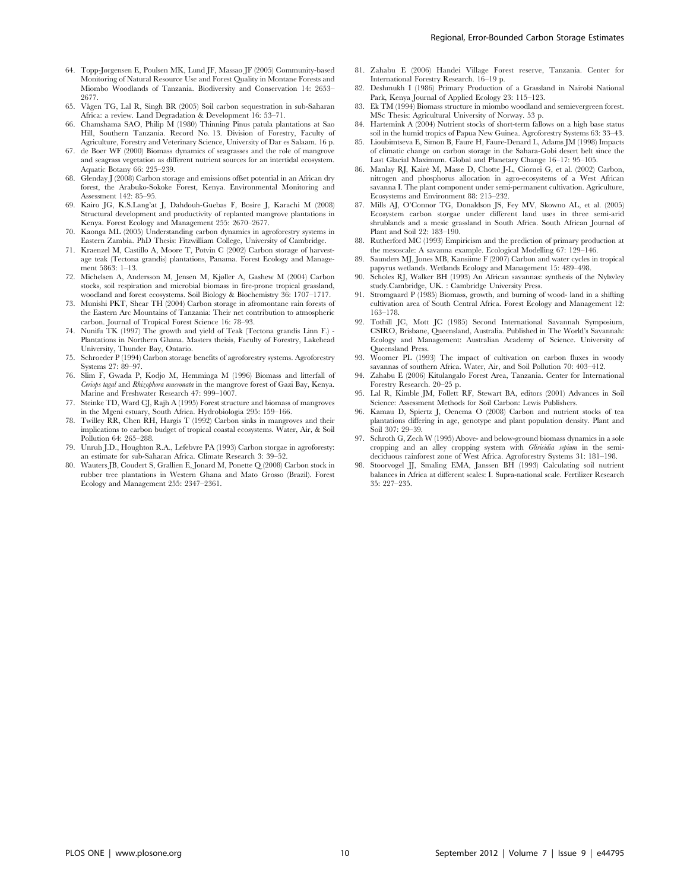64. Topp-Jørgensen E, Poulsen MK, Lund JF, Massao JF (2005) Community-based Monitoring of Natural Resource Use and Forest Quality in Montane Forests and Miombo Woodlands of Tanzania. Biodiversity and Conservation 14: 2653–2677.
65. Vågen TG, Lal R, Singh BR (2005) Soil carbon sequestration in sub-Saharan Africa: a review. Land Degradation & Development 16: 53–71.
66. Chamshama SAO, Philip M (1980) Thinning Pinus patula plantations at Sao Hill, Southern Tanzania. Record No. 13. Division of Forestry, Faculty of Agriculture, Forestry and Veterinary Science, University of Dar es Salaam. 16 p.
67. de Boer WF (2000) Biomass dynamics of seagrasses and the role of mangrove and seagrass vegetation as different nutrient sources for an intertidal ecosystem. Aquatic Botany 66: 225–239.
68. Glenday J (2008) Carbon storage and emissions offset potential in an African dry forest, the Arabuko-Sokoke Forest, Kenya. Environmental Monitoring and Assessment 142: 85–95.
69. Kairo JG, K.S.Lang'at J, Dahdouh-Guebas F, Bosire J, Karachi M (2008) Structural development and productivity of replanted mangrove plantations in Kenya. Forest Ecology and Management 255: 2670–2677.
70. Kaonga ML (2005) Understanding carbon dynamics in agroforestry systems in Eastern Zambia. PhD Thesis: Fitzwilliam College, University of Cambridge.
71. Kraenzel M, Castillo A, Moore T, Potvin C (2002) Carbon storage of harvest-age teak (Tectona grandis) plantations, Panama. Forest Ecology and Management 5863: 1–13.
72. Michelsen A, Andersson M, Jensen M, Kjøller A, Gashew M (2004) Carbon stocks, soil respiration and microbial biomass in fire-prone tropical grassland, woodland and forest ecosystems. Soil Biology & Biochemistry 36: 1707–1717.
73. Munishi PKT, Shear TH (2004) Carbon storage in afromontane rain forests of the Eastern Arc Mountains of Tanzania: Their net contribution to atmospheric carbon. Journal of Tropical Forest Science 16: 78–93.
74. Nunifu TK (1997) The growth and yield of Teak (Tectona grandis Linn F.) - Plantations in Northern Ghana. Masters theisis, Faculty of Forestry, Lakehead University, Thunder Bay, Ontario.
75. Schroeder P (1994) Carbon storage benefits of agroforestry systems. Agroforestry Systems 27: 89–97.
76. Slim F, Gwada P, Kodjo M, Hemminga M (1996) Biomass and litterfall of *Ceriops tagal* and *Rhizophora mucronata* in the mangrove forest of Gazi Bay, Kenya. Marine and Freshwater Research 47: 999–1007.
77. Steinke TD, Ward CJ, Rajh A (1995) Forest structure and biomass of mangroves in the Mgeni estuary, South Africa. Hydrobiologia 295: 159–166.
78. Twilley RR, Chen RH, Hargis T (1992) Carbon sinks in mangroves and their implications to carbon budget of tropical coastal ecosystems. Water, Air, & Soil Pollution 64: 265–288.
79. Unruh J.D., Houghton R.A., Lefebvre PA (1993) Carbon storgae in agroforesty: an estimate for sub-Saharan Africa. Climate Research 3: 39–52.
80. Wauters JB, Coudert S, Grallien E, Jonard M, Ponette Q (2008) Carbon stock in rubber tree plantations in Western Ghana and Mato Grosso (Brazil). Forest Ecology and Management 255: 2347–2361.
81. Zahabu E (2006) Handei Village Forest reserve, Tanzania. Center for International Forestry Research. 16–19 p.
82. Deshmukh I (1986) Primary Production of a Grassland in Nairobi National Park, Kenya Journal of Applied Ecology 23: 115–123.
83. Ek TM (1994) Biomass structure in miombo woodland and semievergreen forest. MSc Thesis: Agricultural University of Norway. 53 p.
84. Hartemink A (2004) Nutrient stocks of short-term fallows on a high base status soil in the humid tropics of Papua New Guinea. Agroforestry Systems 63: 33–43.
85. Lioubimtseva E, Simon B, Faure H, Faure-Denard L, Adams JM (1998) Impacts of climatic change on carbon storage in the Sahara-Gobi desert belt since the Last Glacial Maximum. Global and Planetary Change 16–17: 95–105.
86. Manlay RJ, Kairé M, Masse D, Chotte J-L, Ciornei G, et al. (2002) Carbon, nitrogen and phosphorus allocation in agro-ecosystems of a West African savanna I. The plant component under semi-permanent cultivation. Agriculture, Ecosystems and Environment 88: 215–232.
87. Mills AJ, O'Connor TG, Donaldson JS, Fey MV, Skowno AL, et al. (2005) Ecosystem carbon storgae under different land uses in three semi-arid shrublands and a mesic grassland in South Africa. South African Journal of Plant and Soil 22: 183–190.
88. Rutherford MC (1993) Empiricism and the prediction of primary production at the mesoscale: A savanna example. Ecological Modelling 67: 129–146.
89. Saunders MJ, Jones MB, Kansiime F (2007) Carbon and water cycles in tropical papyrus wetlands. Wetlands Ecology and Management 15: 489–498.
90. Scholes RJ, Walker BH (1993) An African savannas: synthesis of the Nylsvley study.Cambridge, UK. : Cambridge University Press.
91. Stromgaard P (1985) Biomass, growth, and burning of wood- land in a shifting cultivation area of South Central Africa. Forest Ecology and Management 12: 163–178.
92. Tothill JC, Mott JC (1985) Second International Savannah Symposium, CSIRO, Brisbane, Queensland, Australia. Published in The World's Savannah: Ecology and Management: Australian Academy of Science. University of Queensland Press.
93. Woomer PL (1993) The impact of cultivation on carbon fluxes in woody savannas of southern Africa. Water, Air, and Soil Pollution 70: 403–412.
94. Zahabu E (2006) Kitulangalo Forest Area, Tanzania. Center for International Forestry Research. 20–25 p.
95. Lal R, Kimble JM, Follett RF, Stewart BA, editors (2001) Advances in Soil Science: Assessment Methods for Soil Carbon: Lewis Publishers.
96. Kamau D, Spiertz J, Oenema O (2008) Carbon and nutrient stocks of tea plantations differing in age, genotype and plant population density. Plant and Soil 307: 29–39.
97. Schroth G, Zech W (1995) Above- and below-ground biomass dynamics in a sole cropping and an alley cropping system with *Gliricidia sepium* in the semi-deciduous rainforest zone of West Africa. Agroforestry Systems 31: 181–198.
98. Stoorvogel JJ, Smaling EMA, Janssen BH (1993) Calculating soil nutrient balances in Africa at different scales: I. Supra-national scale. Fertilizer Research 35: 227–235.